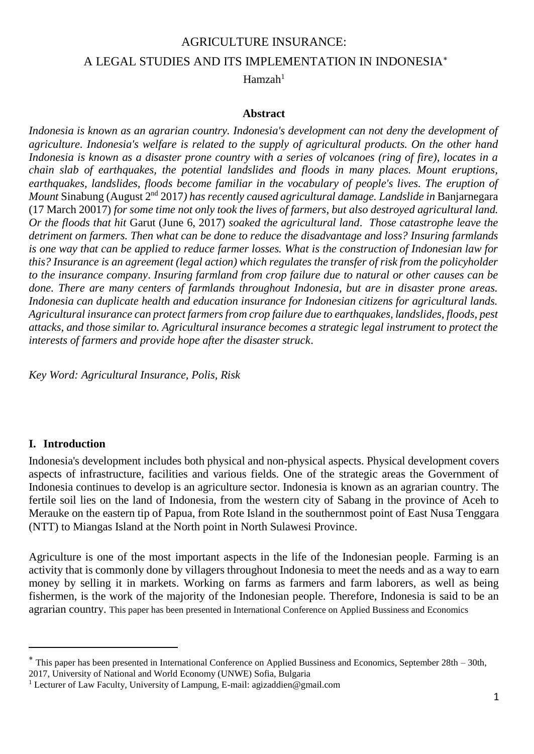# AGRICULTURE INSURANCE:
# A LEGAL STUDIES AND ITS IMPLEMENTATION IN INDONESIA*

Hamzah[1]

## Abstract

*Indonesia is known as an agrarian country. Indonesia's development can not deny the development of agriculture. Indonesia's welfare is related to the supply of agricultural products. On the other hand Indonesia is known as a disaster prone country with a series of volcanoes (ring of fire), locates in a chain slab of earthquakes, the potential landslides and floods in many places. Mount eruptions, earthquakes, landslides, floods become familiar in the vocabulary of people's lives. The eruption of Mount* Sinabung (August 2nd 2017*) has recently caused agricultural damage. Landslide in* Banjarnegara (17 March 20017) *for some time not only took the lives of farmers, but also destroyed agricultural land. Or the floods that hit* Garut (June 6, 2017) *soaked the agricultural land. Those catastrophe leave the detriment on farmers. Then what can be done to reduce the disadvantage and loss? Insuring farmlands is one way that can be applied to reduce farmer losses. What is the construction of Indonesian law for this? Insurance is an agreement (legal action) which regulates the transfer of risk from the policyholder to the insurance company. Insuring farmland from crop failure due to natural or other causes can be done. There are many centers of farmlands throughout Indonesia, but are in disaster prone areas. Indonesia can duplicate health and education insurance for Indonesian citizens for agricultural lands. Agricultural insurance can protect farmers from crop failure due to earthquakes, landslides, floods, pest attacks, and those similar to. Agricultural insurance becomes a strategic legal instrument to protect the interests of farmers and provide hope after the disaster struck.*

*Key Word: Agricultural Insurance, Polis, Risk*

## I. Introduction

Indonesia's development includes both physical and non-physical aspects. Physical development covers aspects of infrastructure, facilities and various fields. One of the strategic areas the Government of Indonesia continues to develop is an agriculture sector. Indonesia is known as an agrarian country. The fertile soil lies on the land of Indonesia, from the western city of Sabang in the province of Aceh to Merauke on the eastern tip of Papua, from Rote Island in the southernmost point of East Nusa Tenggara (NTT) to Miangas Island at the North point in North Sulawesi Province.

Agriculture is one of the most important aspects in the life of the Indonesian people. Farming is an activity that is commonly done by villagers throughout Indonesia to meet the needs and as a way to earn money by selling it in markets. Working on farms as farmers and farm laborers, as well as being fishermen, is the work of the majority of the Indonesian people. Therefore, Indonesia is said to be an agrarian country. This paper has been presented in International Conference on Applied Bussiness and Economics

---

* This paper has been presented in International Conference on Applied Bussiness and Economics, September 28th – 30th, 2017, University of National and World Economy (UNWE) Sofia, Bulgaria

[1] Lecturer of Law Faculty, University of Lampung, E-mail: agizaddien@gmail.com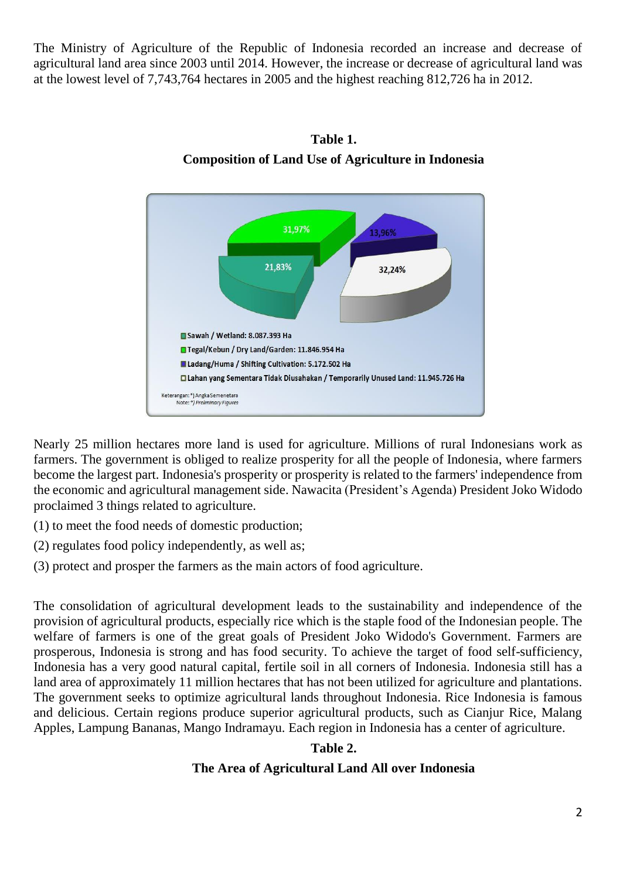The Ministry of Agriculture of the Republic of Indonesia recorded an increase and decrease of agricultural land area since 2003 until 2014. However, the increase or decrease of agricultural land was at the lowest level of 7,743,764 hectares in 2005 and the highest reaching 812,726 ha in 2012.

**Table 1.**

**Composition of Land Use of Agriculture in Indonesia**

31,97%

13,96%

21,83%

32,24%

Sawah / Wetland: 8.087.393 Ha

Tegal/Kebun / Dry Land/Garden: 11.846.954 Ha

Ladang/Huma / Shifting Cultivation: 5.172.502 Ha

Lahan yang Sementara Tidak Diusahakan / Temporarily Unused Land: 11.945.726 Ha

Keterangan: *) Angka Semenetara
Note: *) *Preliminary Figures*

Nearly 25 million hectares more land is used for agriculture. Millions of rural Indonesians work as farmers. The government is obliged to realize prosperity for all the people of Indonesia, where farmers become the largest part. Indonesia's prosperity or prosperity is related to the farmers' independence from the economic and agricultural management side. Nawacita (President's Agenda) President Joko Widodo proclaimed 3 things related to agriculture.

(1) to meet the food needs of domestic production;

(2) regulates food policy independently, as well as;

(3) protect and prosper the farmers as the main actors of food agriculture.

The consolidation of agricultural development leads to the sustainability and independence of the provision of agricultural products, especially rice which is the staple food of the Indonesian people. The welfare of farmers is one of the great goals of President Joko Widodo's Government. Farmers are prosperous, Indonesia is strong and has food security. To achieve the target of food self-sufficiency, Indonesia has a very good natural capital, fertile soil in all corners of Indonesia. Indonesia still has a land area of approximately 11 million hectares that has not been utilized for agriculture and plantations. The government seeks to optimize agricultural lands throughout Indonesia. Rice Indonesia is famous and delicious. Certain regions produce superior agricultural products, such as Cianjur Rice, Malang Apples, Lampung Bananas, Mango Indramayu. Each region in Indonesia has a center of agriculture.

**Table 2.**

**The Area of Agricultural Land All over Indonesia**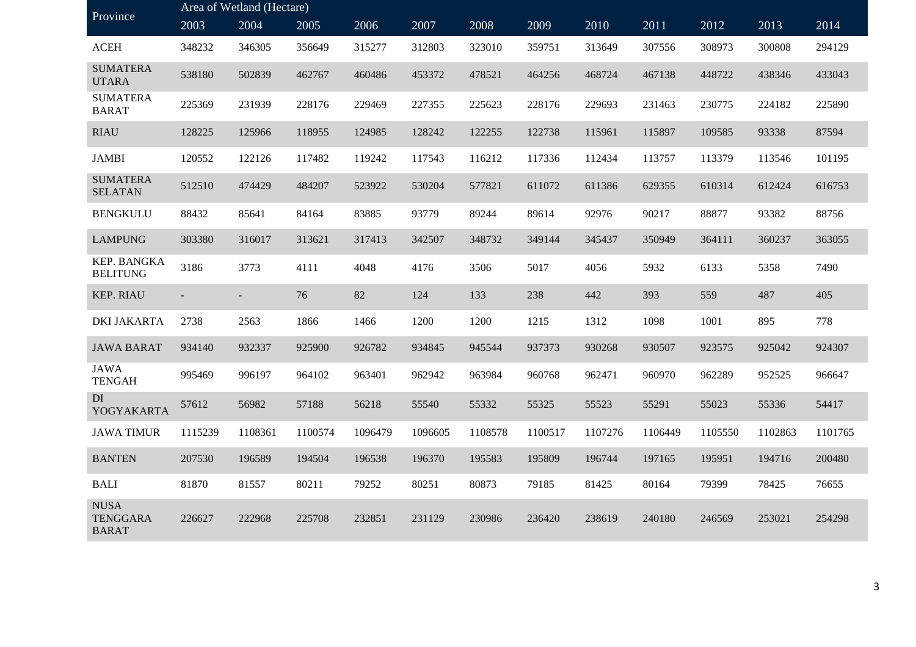| Province | Area of Wetland (Hectare) | | | | | | | | | | | |
|---|---|---|---|---|---|---|---|---|---|---|---|---|
| | 2003 | 2004 | 2005 | 2006 | 2007 | 2008 | 2009 | 2010 | 2011 | 2012 | 2013 | 2014 |
| ACEH | 348232 | 346305 | 356649 | 315277 | 312803 | 323010 | 359751 | 313649 | 307556 | 308973 | 300808 | 294129 |
| SUMATERA UTARA | 538180 | 502839 | 462767 | 460486 | 453372 | 478521 | 464256 | 468724 | 467138 | 448722 | 438346 | 433043 |
| SUMATERA BARAT | 225369 | 231939 | 228176 | 229469 | 227355 | 225623 | 228176 | 229693 | 231463 | 230775 | 224182 | 225890 |
| RIAU | 128225 | 125966 | 118955 | 124985 | 128242 | 122255 | 122738 | 115961 | 115897 | 109585 | 93338 | 87594 |
| JAMBI | 120552 | 122126 | 117482 | 119242 | 117543 | 116212 | 117336 | 112434 | 113757 | 113379 | 113546 | 101195 |
| SUMATERA SELATAN | 512510 | 474429 | 484207 | 523922 | 530204 | 577821 | 611072 | 611386 | 629355 | 610314 | 612424 | 616753 |
| BENGKULU | 88432 | 85641 | 84164 | 83885 | 93779 | 89244 | 89614 | 92976 | 90217 | 88877 | 93382 | 88756 |
| LAMPUNG | 303380 | 316017 | 313621 | 317413 | 342507 | 348732 | 349144 | 345437 | 350949 | 364111 | 360237 | 363055 |
| KEP. BANGKA BELITUNG | 3186 | 3773 | 4111 | 4048 | 4176 | 3506 | 5017 | 4056 | 5932 | 6133 | 5358 | 7490 |
| KEP. RIAU | - | - | 76 | 82 | 124 | 133 | 238 | 442 | 393 | 559 | 487 | 405 |
| DKI JAKARTA | 2738 | 2563 | 1866 | 1466 | 1200 | 1200 | 1215 | 1312 | 1098 | 1001 | 895 | 778 |
| JAWA BARAT | 934140 | 932337 | 925900 | 926782 | 934845 | 945544 | 937373 | 930268 | 930507 | 923575 | 925042 | 924307 |
| JAWA TENGAH | 995469 | 996197 | 964102 | 963401 | 962942 | 963984 | 960768 | 962471 | 960970 | 962289 | 952525 | 966647 |
| DI YOGYAKARTA | 57612 | 56982 | 57188 | 56218 | 55540 | 55332 | 55325 | 55523 | 55291 | 55023 | 55336 | 54417 |
| JAWA TIMUR | 1115239 | 1108361 | 1100574 | 1096479 | 1096605 | 1108578 | 1100517 | 1107276 | 1106449 | 1105550 | 1102863 | 1101765 |
| BANTEN | 207530 | 196589 | 194504 | 196538 | 196370 | 195583 | 195809 | 196744 | 197165 | 195951 | 194716 | 200480 |
| BALI | 81870 | 81557 | 80211 | 79252 | 80251 | 80873 | 79185 | 81425 | 80164 | 79399 | 78425 | 76655 |
| NUSA TENGGARA BARAT | 226627 | 222968 | 225708 | 232851 | 231129 | 230986 | 236420 | 238619 | 240180 | 246569 | 253021 | 254298 |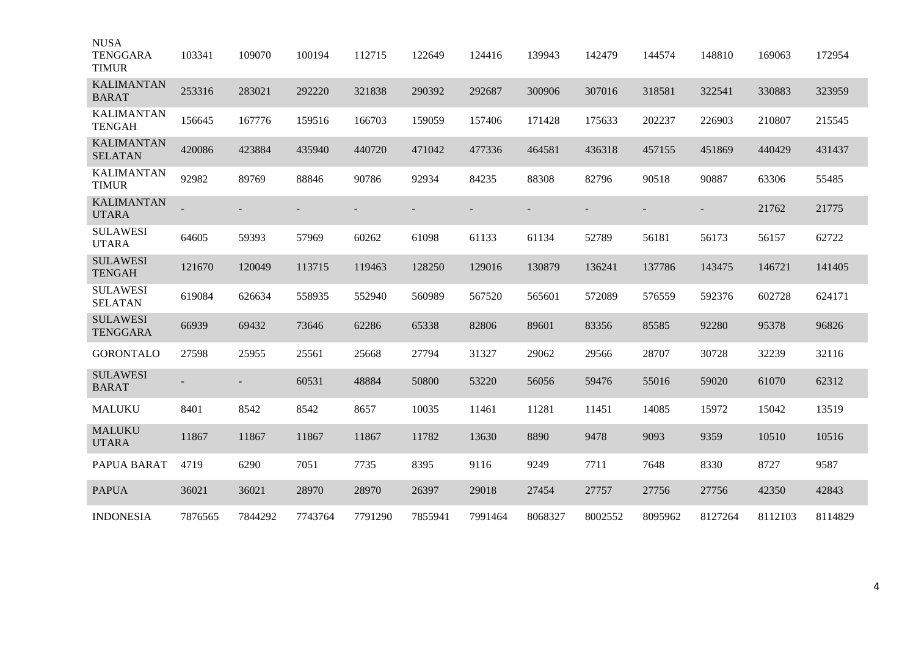| | | | | | | | | | | | | |
|---|---|---|---|---|---|---|---|---|---|---|---|---|
| NUSA TENGGARA TIMUR | 103341 | 109070 | 100194 | 112715 | 122649 | 124416 | 139943 | 142479 | 144574 | 148810 | 169063 | 172954 |
| KALIMANTAN BARAT | 253316 | 283021 | 292220 | 321838 | 290392 | 292687 | 300906 | 307016 | 318581 | 322541 | 330883 | 323959 |
| KALIMANTAN TENGAH | 156645 | 167776 | 159516 | 166703 | 159059 | 157406 | 171428 | 175633 | 202237 | 226903 | 210807 | 215545 |
| KALIMANTAN SELATAN | 420086 | 423884 | 435940 | 440720 | 471042 | 477336 | 464581 | 436318 | 457155 | 451869 | 440429 | 431437 |
| KALIMANTAN TIMUR | 92982 | 89769 | 88846 | 90786 | 92934 | 84235 | 88308 | 82796 | 90518 | 90887 | 63306 | 55485 |
| KALIMANTAN UTARA | - | - | - | - | - | - | - | - | - | - | 21762 | 21775 |
| SULAWESI UTARA | 64605 | 59393 | 57969 | 60262 | 61098 | 61133 | 61134 | 52789 | 56181 | 56173 | 56157 | 62722 |
| SULAWESI TENGAH | 121670 | 120049 | 113715 | 119463 | 128250 | 129016 | 130879 | 136241 | 137786 | 143475 | 146721 | 141405 |
| SULAWESI SELATAN | 619084 | 626634 | 558935 | 552940 | 560989 | 567520 | 565601 | 572089 | 576559 | 592376 | 602728 | 624171 |
| SULAWESI TENGGARA | 66939 | 69432 | 73646 | 62286 | 65338 | 82806 | 89601 | 83356 | 85585 | 92280 | 95378 | 96826 |
| GORONTALO | 27598 | 25955 | 25561 | 25668 | 27794 | 31327 | 29062 | 29566 | 28707 | 30728 | 32239 | 32116 |
| SULAWESI BARAT | - | - | 60531 | 48884 | 50800 | 53220 | 56056 | 59476 | 55016 | 59020 | 61070 | 62312 |
| MALUKU | 8401 | 8542 | 8542 | 8657 | 10035 | 11461 | 11281 | 11451 | 14085 | 15972 | 15042 | 13519 |
| MALUKU UTARA | 11867 | 11867 | 11867 | 11867 | 11782 | 13630 | 8890 | 9478 | 9093 | 9359 | 10510 | 10516 |
| PAPUA BARAT | 4719 | 6290 | 7051 | 7735 | 8395 | 9116 | 9249 | 7711 | 7648 | 8330 | 8727 | 9587 |
| PAPUA | 36021 | 36021 | 28970 | 28970 | 26397 | 29018 | 27454 | 27757 | 27756 | 27756 | 42350 | 42843 |
| INDONESIA | 7876565 | 7844292 | 7743764 | 7791290 | 7855941 | 7991464 | 8068327 | 8002552 | 8095962 | 8127264 | 8112103 | 8114829 |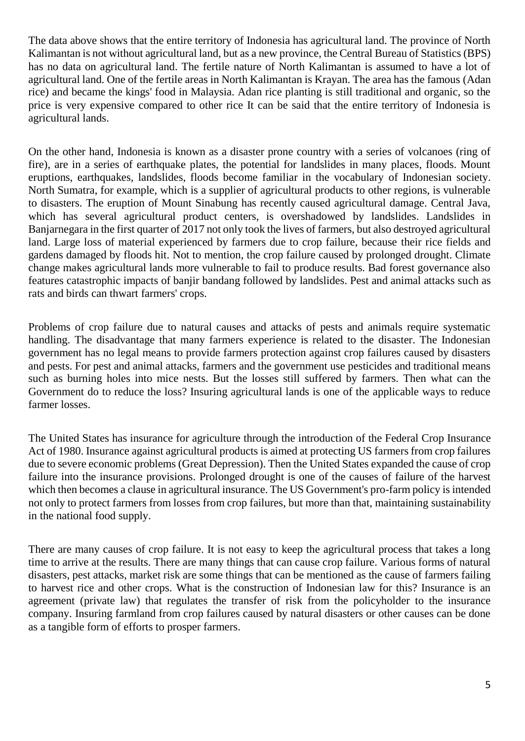The data above shows that the entire territory of Indonesia has agricultural land. The province of North Kalimantan is not without agricultural land, but as a new province, the Central Bureau of Statistics (BPS) has no data on agricultural land. The fertile nature of North Kalimantan is assumed to have a lot of agricultural land. One of the fertile areas in North Kalimantan is Krayan. The area has the famous (Adan rice) and became the kings' food in Malaysia. Adan rice planting is still traditional and organic, so the price is very expensive compared to other rice It can be said that the entire territory of Indonesia is agricultural lands.

On the other hand, Indonesia is known as a disaster prone country with a series of volcanoes (ring of fire), are in a series of earthquake plates, the potential for landslides in many places, floods. Mount eruptions, earthquakes, landslides, floods become familiar in the vocabulary of Indonesian society. North Sumatra, for example, which is a supplier of agricultural products to other regions, is vulnerable to disasters. The eruption of Mount Sinabung has recently caused agricultural damage. Central Java, which has several agricultural product centers, is overshadowed by landslides. Landslides in Banjarnegara in the first quarter of 2017 not only took the lives of farmers, but also destroyed agricultural land. Large loss of material experienced by farmers due to crop failure, because their rice fields and gardens damaged by floods hit. Not to mention, the crop failure caused by prolonged drought. Climate change makes agricultural lands more vulnerable to fail to produce results. Bad forest governance also features catastrophic impacts of banjir bandang followed by landslides. Pest and animal attacks such as rats and birds can thwart farmers' crops.

Problems of crop failure due to natural causes and attacks of pests and animals require systematic handling. The disadvantage that many farmers experience is related to the disaster. The Indonesian government has no legal means to provide farmers protection against crop failures caused by disasters and pests. For pest and animal attacks, farmers and the government use pesticides and traditional means such as burning holes into mice nests. But the losses still suffered by farmers. Then what can the Government do to reduce the loss? Insuring agricultural lands is one of the applicable ways to reduce farmer losses.

The United States has insurance for agriculture through the introduction of the Federal Crop Insurance Act of 1980. Insurance against agricultural products is aimed at protecting US farmers from crop failures due to severe economic problems (Great Depression). Then the United States expanded the cause of crop failure into the insurance provisions. Prolonged drought is one of the causes of failure of the harvest which then becomes a clause in agricultural insurance. The US Government's pro-farm policy is intended not only to protect farmers from losses from crop failures, but more than that, maintaining sustainability in the national food supply.

There are many causes of crop failure. It is not easy to keep the agricultural process that takes a long time to arrive at the results. There are many things that can cause crop failure. Various forms of natural disasters, pest attacks, market risk are some things that can be mentioned as the cause of farmers failing to harvest rice and other crops. What is the construction of Indonesian law for this? Insurance is an agreement (private law) that regulates the transfer of risk from the policyholder to the insurance company. Insuring farmland from crop failures caused by natural disasters or other causes can be done as a tangible form of efforts to prosper farmers.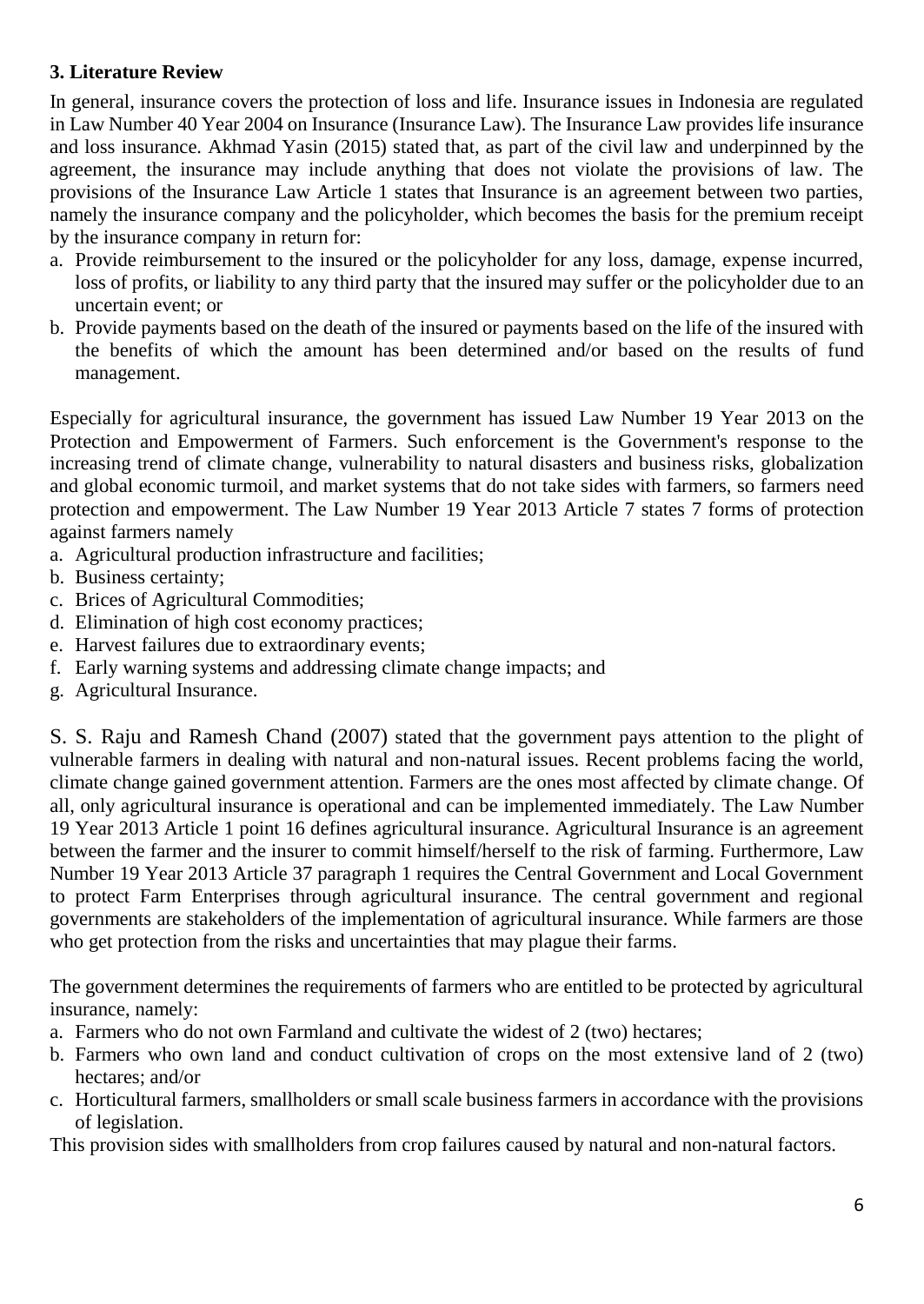### 3. Literature Review

In general, insurance covers the protection of loss and life. Insurance issues in Indonesia are regulated in Law Number 40 Year 2004 on Insurance (Insurance Law). The Insurance Law provides life insurance and loss insurance. Akhmad Yasin (2015) stated that, as part of the civil law and underpinned by the agreement, the insurance may include anything that does not violate the provisions of law. The provisions of the Insurance Law Article 1 states that Insurance is an agreement between two parties, namely the insurance company and the policyholder, which becomes the basis for the premium receipt by the insurance company in return for:

a. Provide reimbursement to the insured or the policyholder for any loss, damage, expense incurred, loss of profits, or liability to any third party that the insured may suffer or the policyholder due to an uncertain event; or
b. Provide payments based on the death of the insured or payments based on the life of the insured with the benefits of which the amount has been determined and/or based on the results of fund management.

Especially for agricultural insurance, the government has issued Law Number 19 Year 2013 on the Protection and Empowerment of Farmers. Such enforcement is the Government's response to the increasing trend of climate change, vulnerability to natural disasters and business risks, globalization and global economic turmoil, and market systems that do not take sides with farmers, so farmers need protection and empowerment. The Law Number 19 Year 2013 Article 7 states 7 forms of protection against farmers namely

a. Agricultural production infrastructure and facilities;
b. Business certainty;
c. Brices of Agricultural Commodities;
d. Elimination of high cost economy practices;
e. Harvest failures due to extraordinary events;
f. Early warning systems and addressing climate change impacts; and
g. Agricultural Insurance.

S. S. Raju and Ramesh Chand (2007) stated that the government pays attention to the plight of vulnerable farmers in dealing with natural and non-natural issues. Recent problems facing the world, climate change gained government attention. Farmers are the ones most affected by climate change. Of all, only agricultural insurance is operational and can be implemented immediately. The Law Number 19 Year 2013 Article 1 point 16 defines agricultural insurance. Agricultural Insurance is an agreement between the farmer and the insurer to commit himself/herself to the risk of farming. Furthermore, Law Number 19 Year 2013 Article 37 paragraph 1 requires the Central Government and Local Government to protect Farm Enterprises through agricultural insurance. The central government and regional governments are stakeholders of the implementation of agricultural insurance. While farmers are those who get protection from the risks and uncertainties that may plague their farms.

The government determines the requirements of farmers who are entitled to be protected by agricultural insurance, namely:

a. Farmers who do not own Farmland and cultivate the widest of 2 (two) hectares;
b. Farmers who own land and conduct cultivation of crops on the most extensive land of 2 (two) hectares; and/or
c. Horticultural farmers, smallholders or small scale business farmers in accordance with the provisions of legislation.

This provision sides with smallholders from crop failures caused by natural and non-natural factors.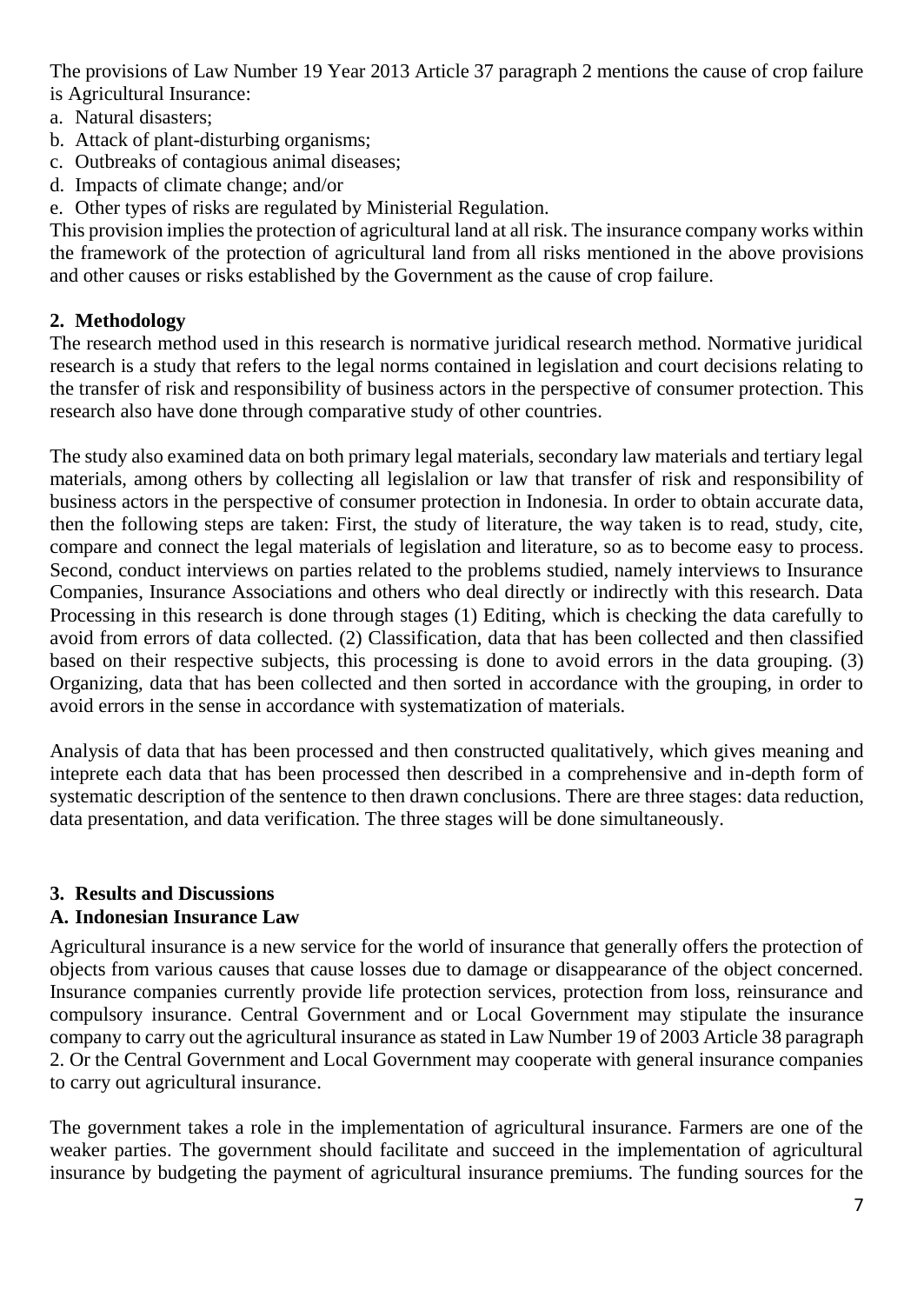The provisions of Law Number 19 Year 2013 Article 37 paragraph 2 mentions the cause of crop failure is Agricultural Insurance:

a. Natural disasters;
b. Attack of plant-disturbing organisms;
c. Outbreaks of contagious animal diseases;
d. Impacts of climate change; and/or
e. Other types of risks are regulated by Ministerial Regulation.

This provision implies the protection of agricultural land at all risk. The insurance company works within the framework of the protection of agricultural land from all risks mentioned in the above provisions and other causes or risks established by the Government as the cause of crop failure.

## 2. Methodology

The research method used in this research is normative juridical research method. Normative juridical research is a study that refers to the legal norms contained in legislation and court decisions relating to the transfer of risk and responsibility of business actors in the perspective of consumer protection. This research also have done through comparative study of other countries.

The study also examined data on both primary legal materials, secondary law materials and tertiary legal materials, among others by collecting all legislalion or law that transfer of risk and responsibility of business actors in the perspective of consumer protection in Indonesia. In order to obtain accurate data, then the following steps are taken: First, the study of literature, the way taken is to read, study, cite, compare and connect the legal materials of legislation and literature, so as to become easy to process. Second, conduct interviews on parties related to the problems studied, namely interviews to Insurance Companies, Insurance Associations and others who deal directly or indirectly with this research. Data Processing in this research is done through stages (1) Editing, which is checking the data carefully to avoid from errors of data collected. (2) Classification, data that has been collected and then classified based on their respective subjects, this processing is done to avoid errors in the data grouping. (3) Organizing, data that has been collected and then sorted in accordance with the grouping, in order to avoid errors in the sense in accordance with systematization of materials.

Analysis of data that has been processed and then constructed qualitatively, which gives meaning and intepret each data that has been processed then described in a comprehensive and in-depth form of systematic description of the sentence to then drawn conclusions. There are three stages: data reduction, data presentation, and data verification. The three stages will be done simultaneously.

## 3. Results and Discussions

### A. Indonesian Insurance Law

Agricultural insurance is a new service for the world of insurance that generally offers the protection of objects from various causes that cause losses due to damage or disappearance of the object concerned. Insurance companies currently provide life protection services, protection from loss, reinsurance and compulsory insurance. Central Government and or Local Government may stipulate the insurance company to carry out the agricultural insurance as stated in Law Number 19 of 2003 Article 38 paragraph 2. Or the Central Government and Local Government may cooperate with general insurance companies to carry out agricultural insurance.

The government takes a role in the implementation of agricultural insurance. Farmers are one of the weaker parties. The government should facilitate and succeed in the implementation of agricultural insurance by budgeting the payment of agricultural insurance premiums. The funding sources for the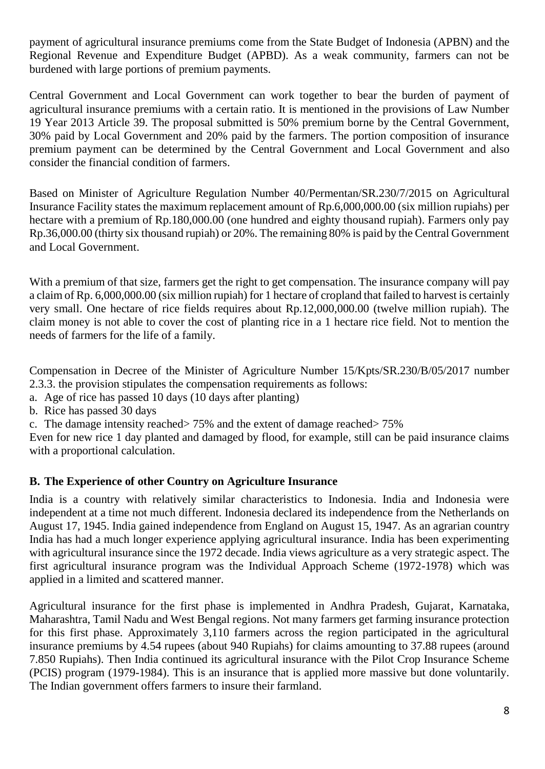payment of agricultural insurance premiums come from the State Budget of Indonesia (APBN) and the Regional Revenue and Expenditure Budget (APBD). As a weak community, farmers can not be burdened with large portions of premium payments.

Central Government and Local Government can work together to bear the burden of payment of agricultural insurance premiums with a certain ratio. It is mentioned in the provisions of Law Number 19 Year 2013 Article 39. The proposal submitted is 50% premium borne by the Central Government, 30% paid by Local Government and 20% paid by the farmers. The portion composition of insurance premium payment can be determined by the Central Government and Local Government and also consider the financial condition of farmers.

Based on Minister of Agriculture Regulation Number 40/Permentan/SR.230/7/2015 on Agricultural Insurance Facility states the maximum replacement amount of Rp.6,000,000.00 (six million rupiahs) per hectare with a premium of Rp.180,000.00 (one hundred and eighty thousand rupiah). Farmers only pay Rp.36,000.00 (thirty six thousand rupiah) or 20%. The remaining 80% is paid by the Central Government and Local Government.

With a premium of that size, farmers get the right to get compensation. The insurance company will pay a claim of Rp. 6,000,000.00 (six million rupiah) for 1 hectare of cropland that failed to harvest is certainly very small. One hectare of rice fields requires about Rp.12,000,000.00 (twelve million rupiah). The claim money is not able to cover the cost of planting rice in a 1 hectare rice field. Not to mention the needs of farmers for the life of a family.

Compensation in Decree of the Minister of Agriculture Number 15/Kpts/SR.230/B/05/2017 number 2.3.3. the provision stipulates the compensation requirements as follows:

a. Age of rice has passed 10 days (10 days after planting)
b. Rice has passed 30 days
c. The damage intensity reached> 75% and the extent of damage reached> 75%

Even for new rice 1 day planted and damaged by flood, for example, still can be paid insurance claims with a proportional calculation.

## B. The Experience of other Country on Agriculture Insurance

India is a country with relatively similar characteristics to Indonesia. India and Indonesia were independent at a time not much different. Indonesia declared its independence from the Netherlands on August 17, 1945. India gained independence from England on August 15, 1947. As an agrarian country India has had a much longer experience applying agricultural insurance. India has been experimenting with agricultural insurance since the 1972 decade. India views agriculture as a very strategic aspect. The first agricultural insurance program was the Individual Approach Scheme (1972-1978) which was applied in a limited and scattered manner.

Agricultural insurance for the first phase is implemented in Andhra Pradesh, Gujarat, Karnataka, Maharashtra, Tamil Nadu and West Bengal regions. Not many farmers get farming insurance protection for this first phase. Approximately 3,110 farmers across the region participated in the agricultural insurance premiums by 4.54 rupees (about 940 Rupiahs) for claims amounting to 37.88 rupees (around 7.850 Rupiahs). Then India continued its agricultural insurance with the Pilot Crop Insurance Scheme (PCIS) program (1979-1984). This is an insurance that is applied more massive but done voluntarily. The Indian government offers farmers to insure their farmland.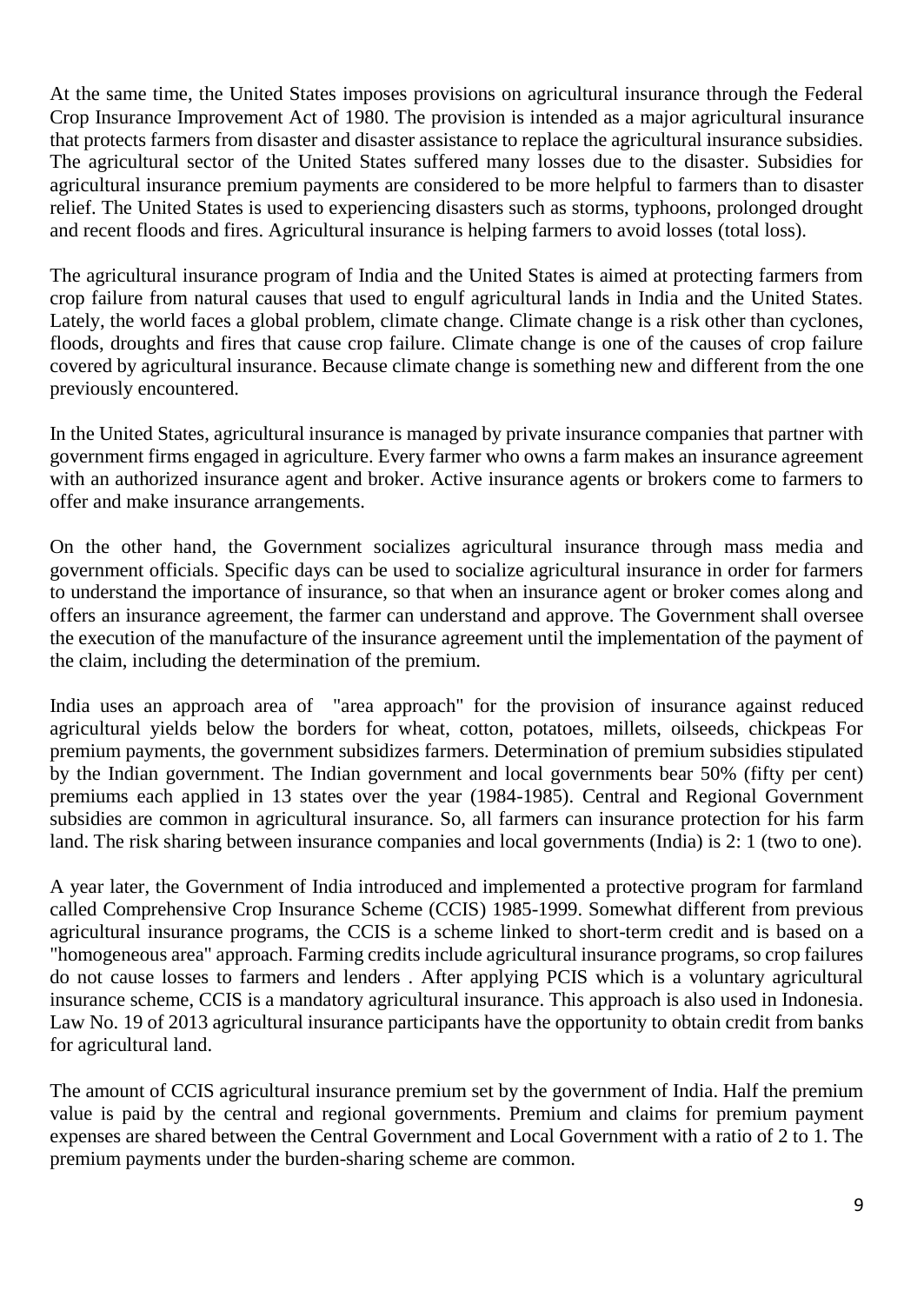At the same time, the United States imposes provisions on agricultural insurance through the Federal Crop Insurance Improvement Act of 1980. The provision is intended as a major agricultural insurance that protects farmers from disaster and disaster assistance to replace the agricultural insurance subsidies. The agricultural sector of the United States suffered many losses due to the disaster. Subsidies for agricultural insurance premium payments are considered to be more helpful to farmers than to disaster relief. The United States is used to experiencing disasters such as storms, typhoons, prolonged drought and recent floods and fires. Agricultural insurance is helping farmers to avoid losses (total loss).

The agricultural insurance program of India and the United States is aimed at protecting farmers from crop failure from natural causes that used to engulf agricultural lands in India and the United States. Lately, the world faces a global problem, climate change. Climate change is a risk other than cyclones, floods, droughts and fires that cause crop failure. Climate change is one of the causes of crop failure covered by agricultural insurance. Because climate change is something new and different from the one previously encountered.

In the United States, agricultural insurance is managed by private insurance companies that partner with government firms engaged in agriculture. Every farmer who owns a farm makes an insurance agreement with an authorized insurance agent and broker. Active insurance agents or brokers come to farmers to offer and make insurance arrangements.

On the other hand, the Government socializes agricultural insurance through mass media and government officials. Specific days can be used to socialize agricultural insurance in order for farmers to understand the importance of insurance, so that when an insurance agent or broker comes along and offers an insurance agreement, the farmer can understand and approve. The Government shall oversee the execution of the manufacture of the insurance agreement until the implementation of the payment of the claim, including the determination of the premium.

India uses an approach area of "area approach" for the provision of insurance against reduced agricultural yields below the borders for wheat, cotton, potatoes, millets, oilseeds, chickpeas For premium payments, the government subsidizes farmers. Determination of premium subsidies stipulated by the Indian government. The Indian government and local governments bear 50% (fifty per cent) premiums each applied in 13 states over the year (1984-1985). Central and Regional Government subsidies are common in agricultural insurance. So, all farmers can insurance protection for his farm land. The risk sharing between insurance companies and local governments (India) is 2: 1 (two to one).

A year later, the Government of India introduced and implemented a protective program for farmland called Comprehensive Crop Insurance Scheme (CCIS) 1985-1999. Somewhat different from previous agricultural insurance programs, the CCIS is a scheme linked to short-term credit and is based on a "homogeneous area" approach. Farming credits include agricultural insurance programs, so crop failures do not cause losses to farmers and lenders . After applying PCIS which is a voluntary agricultural insurance scheme, CCIS is a mandatory agricultural insurance. This approach is also used in Indonesia. Law No. 19 of 2013 agricultural insurance participants have the opportunity to obtain credit from banks for agricultural land.

The amount of CCIS agricultural insurance premium set by the government of India. Half the premium value is paid by the central and regional governments. Premium and claims for premium payment expenses are shared between the Central Government and Local Government with a ratio of 2 to 1. The premium payments under the burden-sharing scheme are common.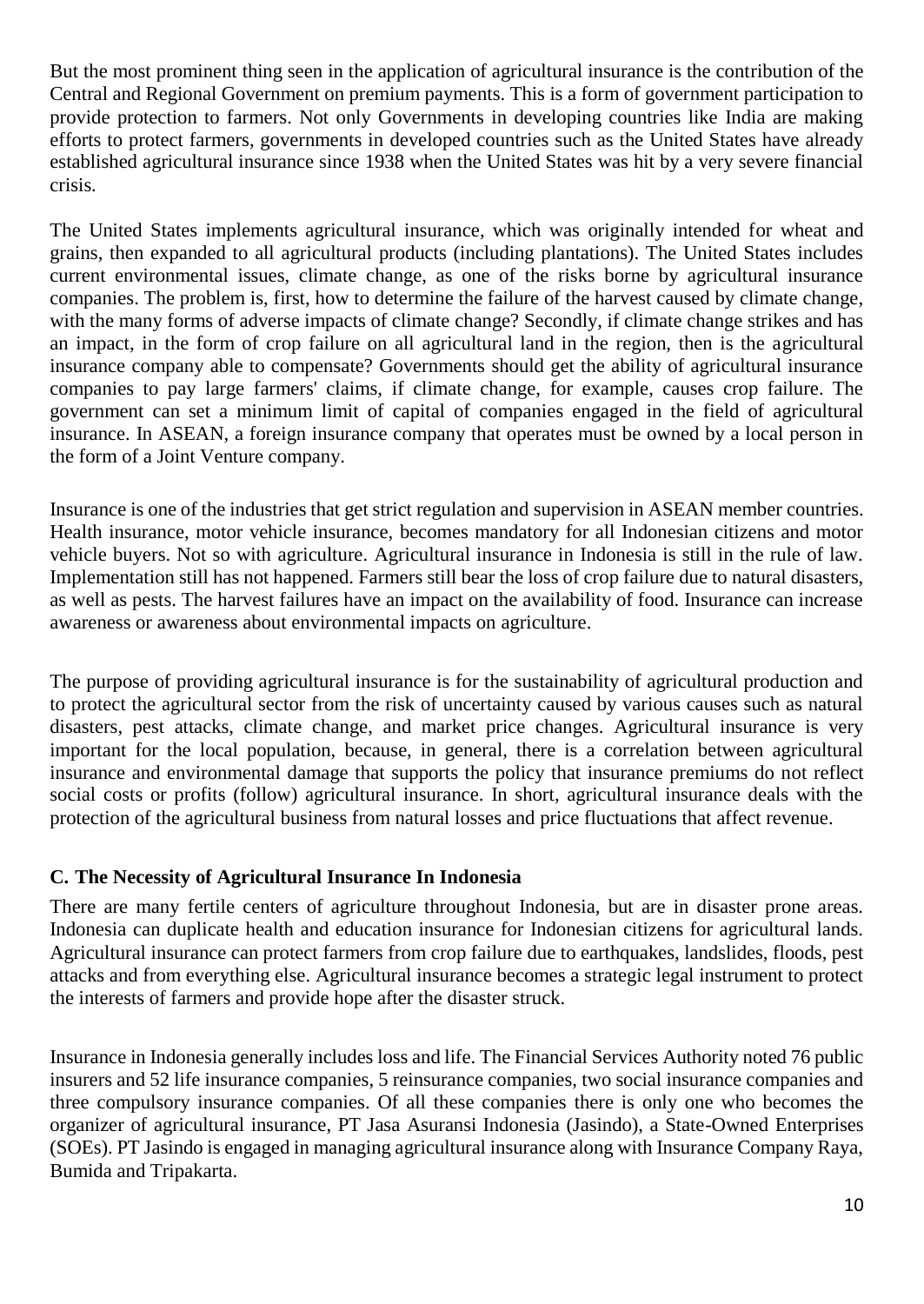But the most prominent thing seen in the application of agricultural insurance is the contribution of the Central and Regional Government on premium payments. This is a form of government participation to provide protection to farmers. Not only Governments in developing countries like India are making efforts to protect farmers, governments in developed countries such as the United States have already established agricultural insurance since 1938 when the United States was hit by a very severe financial crisis.

The United States implements agricultural insurance, which was originally intended for wheat and grains, then expanded to all agricultural products (including plantations). The United States includes current environmental issues, climate change, as one of the risks borne by agricultural insurance companies. The problem is, first, how to determine the failure of the harvest caused by climate change, with the many forms of adverse impacts of climate change? Secondly, if climate change strikes and has an impact, in the form of crop failure on all agricultural land in the region, then is the agricultural insurance company able to compensate? Governments should get the ability of agricultural insurance companies to pay large farmers' claims, if climate change, for example, causes crop failure. The government can set a minimum limit of capital of companies engaged in the field of agricultural insurance. In ASEAN, a foreign insurance company that operates must be owned by a local person in the form of a Joint Venture company.

Insurance is one of the industries that get strict regulation and supervision in ASEAN member countries. Health insurance, motor vehicle insurance, becomes mandatory for all Indonesian citizens and motor vehicle buyers. Not so with agriculture. Agricultural insurance in Indonesia is still in the rule of law. Implementation still has not happened. Farmers still bear the loss of crop failure due to natural disasters, as well as pests. The harvest failures have an impact on the availability of food. Insurance can increase awareness or awareness about environmental impacts on agriculture.

The purpose of providing agricultural insurance is for the sustainability of agricultural production and to protect the agricultural sector from the risk of uncertainty caused by various causes such as natural disasters, pest attacks, climate change, and market price changes. Agricultural insurance is very important for the local population, because, in general, there is a correlation between agricultural insurance and environmental damage that supports the policy that insurance premiums do not reflect social costs or profits (follow) agricultural insurance. In short, agricultural insurance deals with the protection of the agricultural business from natural losses and price fluctuations that affect revenue.

### C. The Necessity of Agricultural Insurance In Indonesia

There are many fertile centers of agriculture throughout Indonesia, but are in disaster prone areas. Indonesia can duplicate health and education insurance for Indonesian citizens for agricultural lands. Agricultural insurance can protect farmers from crop failure due to earthquakes, landslides, floods, pest attacks and from everything else. Agricultural insurance becomes a strategic legal instrument to protect the interests of farmers and provide hope after the disaster struck.

Insurance in Indonesia generally includes loss and life. The Financial Services Authority noted 76 public insurers and 52 life insurance companies, 5 reinsurance companies, two social insurance companies and three compulsory insurance companies. Of all these companies there is only one who becomes the organizer of agricultural insurance, PT Jasa Asuransi Indonesia (Jasindo), a State-Owned Enterprises (SOEs). PT Jasindo is engaged in managing agricultural insurance along with Insurance Company Raya, Bumida and Tripakarta.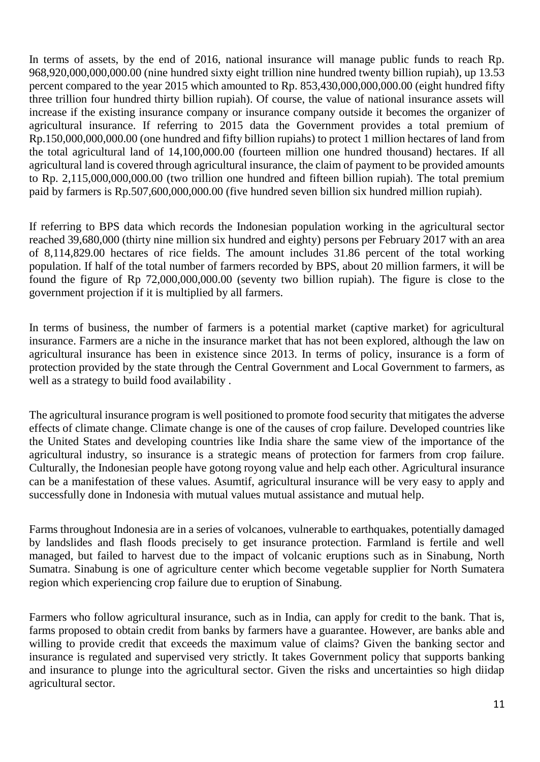In terms of assets, by the end of 2016, national insurance will manage public funds to reach Rp. 968,920,000,000,000.00 (nine hundred sixty eight trillion nine hundred twenty billion rupiah), up 13.53 percent compared to the year 2015 which amounted to Rp. 853,430,000,000,000.00 (eight hundred fifty three trillion four hundred thirty billion rupiah). Of course, the value of national insurance assets will increase if the existing insurance company or insurance company outside it becomes the organizer of agricultural insurance. If referring to 2015 data the Government provides a total premium of Rp.150,000,000,000.00 (one hundred and fifty billion rupiahs) to protect 1 million hectares of land from the total agricultural land of 14,100,000.00 (fourteen million one hundred thousand) hectares. If all agricultural land is covered through agricultural insurance, the claim of payment to be provided amounts to Rp. 2,115,000,000,000.00 (two trillion one hundred and fifteen billion rupiah). The total premium paid by farmers is Rp.507,600,000,000.00 (five hundred seven billion six hundred million rupiah).

If referring to BPS data which records the Indonesian population working in the agricultural sector reached 39,680,000 (thirty nine million six hundred and eighty) persons per February 2017 with an area of 8,114,829.00 hectares of rice fields. The amount includes 31.86 percent of the total working population. If half of the total number of farmers recorded by BPS, about 20 million farmers, it will be found the figure of Rp 72,000,000,000.00 (seventy two billion rupiah). The figure is close to the government projection if it is multiplied by all farmers.

In terms of business, the number of farmers is a potential market (captive market) for agricultural insurance. Farmers are a niche in the insurance market that has not been explored, although the law on agricultural insurance has been in existence since 2013. In terms of policy, insurance is a form of protection provided by the state through the Central Government and Local Government to farmers, as well as a strategy to build food availability .

The agricultural insurance program is well positioned to promote food security that mitigates the adverse effects of climate change. Climate change is one of the causes of crop failure. Developed countries like the United States and developing countries like India share the same view of the importance of the agricultural industry, so insurance is a strategic means of protection for farmers from crop failure. Culturally, the Indonesian people have gotong royong value and help each other. Agricultural insurance can be a manifestation of these values. Asumtif, agricultural insurance will be very easy to apply and successfully done in Indonesia with mutual values mutual assistance and mutual help.

Farms throughout Indonesia are in a series of volcanoes, vulnerable to earthquakes, potentially damaged by landslides and flash floods precisely to get insurance protection. Farmland is fertile and well managed, but failed to harvest due to the impact of volcanic eruptions such as in Sinabung, North Sumatra. Sinabung is one of agriculture center which become vegetable supplier for North Sumatera region which experiencing crop failure due to eruption of Sinabung.

Farmers who follow agricultural insurance, such as in India, can apply for credit to the bank. That is, farms proposed to obtain credit from banks by farmers have a guarantee. However, are banks able and willing to provide credit that exceeds the maximum value of claims? Given the banking sector and insurance is regulated and supervised very strictly. It takes Government policy that supports banking and insurance to plunge into the agricultural sector. Given the risks and uncertainties so high diidap agricultural sector.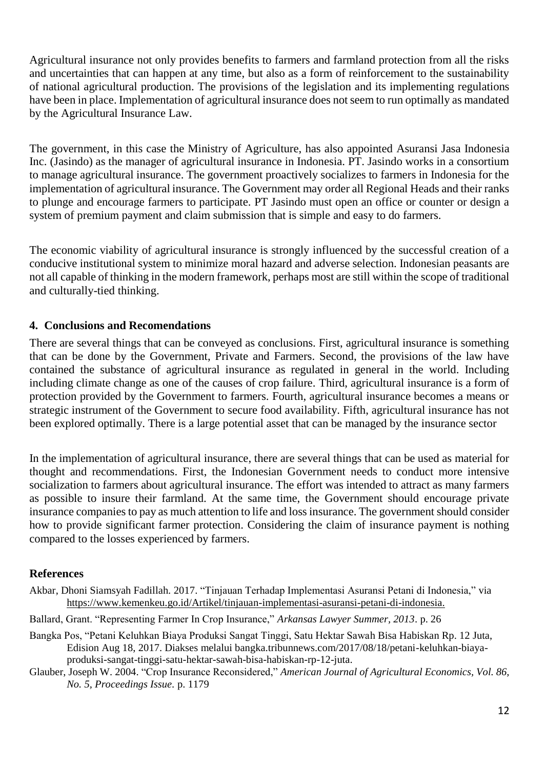Agricultural insurance not only provides benefits to farmers and farmland protection from all the risks and uncertainties that can happen at any time, but also as a form of reinforcement to the sustainability of national agricultural production. The provisions of the legislation and its implementing regulations have been in place. Implementation of agricultural insurance does not seem to run optimally as mandated by the Agricultural Insurance Law.

The government, in this case the Ministry of Agriculture, has also appointed Asuransi Jasa Indonesia Inc. (Jasindo) as the manager of agricultural insurance in Indonesia. PT. Jasindo works in a consortium to manage agricultural insurance. The government proactively socializes to farmers in Indonesia for the implementation of agricultural insurance. The Government may order all Regional Heads and their ranks to plunge and encourage farmers to participate. PT Jasindo must open an office or counter or design a system of premium payment and claim submission that is simple and easy to do farmers.

The economic viability of agricultural insurance is strongly influenced by the successful creation of a conducive institutional system to minimize moral hazard and adverse selection. Indonesian peasants are not all capable of thinking in the modern framework, perhaps most are still within the scope of traditional and culturally-tied thinking.

## 4. Conclusions and Recomendations

There are several things that can be conveyed as conclusions. First, agricultural insurance is something that can be done by the Government, Private and Farmers. Second, the provisions of the law have contained the substance of agricultural insurance as regulated in general in the world. Including including climate change as one of the causes of crop failure. Third, agricultural insurance is a form of protection provided by the Government to farmers. Fourth, agricultural insurance becomes a means or strategic instrument of the Government to secure food availability. Fifth, agricultural insurance has not been explored optimally. There is a large potential asset that can be managed by the insurance sector

In the implementation of agricultural insurance, there are several things that can be used as material for thought and recommendations. First, the Indonesian Government needs to conduct more intensive socialization to farmers about agricultural insurance. The effort was intended to attract as many farmers as possible to insure their farmland. At the same time, the Government should encourage private insurance companies to pay as much attention to life and loss insurance. The government should consider how to provide significant farmer protection. Considering the claim of insurance payment is nothing compared to the losses experienced by farmers.

## References

Akbar, Dhoni Siamsyah Fadillah. 2017. "Tinjauan Terhadap Implementasi Asuransi Petani di Indonesia," via https://www.kemenkeu.go.id/Artikel/tinjauan-implementasi-asuransi-petani-di-indonesia.

Ballard, Grant. "Representing Farmer In Crop Insurance," *Arkansas Lawyer Summer, 2013*. p. 26

Bangka Pos, "Petani Keluhkan Biaya Produksi Sangat Tinggi, Satu Hektar Sawah Bisa Habiskan Rp. 12 Juta, Edision Aug 18, 2017. Diakses melalui bangka.tribunnews.com/2017/08/18/petani-keluhkan-biaya-produksi-sangat-tinggi-satu-hektar-sawah-bisa-habiskan-rp-12-juta.

Glauber, Joseph W. 2004. "Crop Insurance Reconsidered," *American Journal of Agricultural Economics, Vol. 86, No. 5, Proceedings Issue*. p. 1179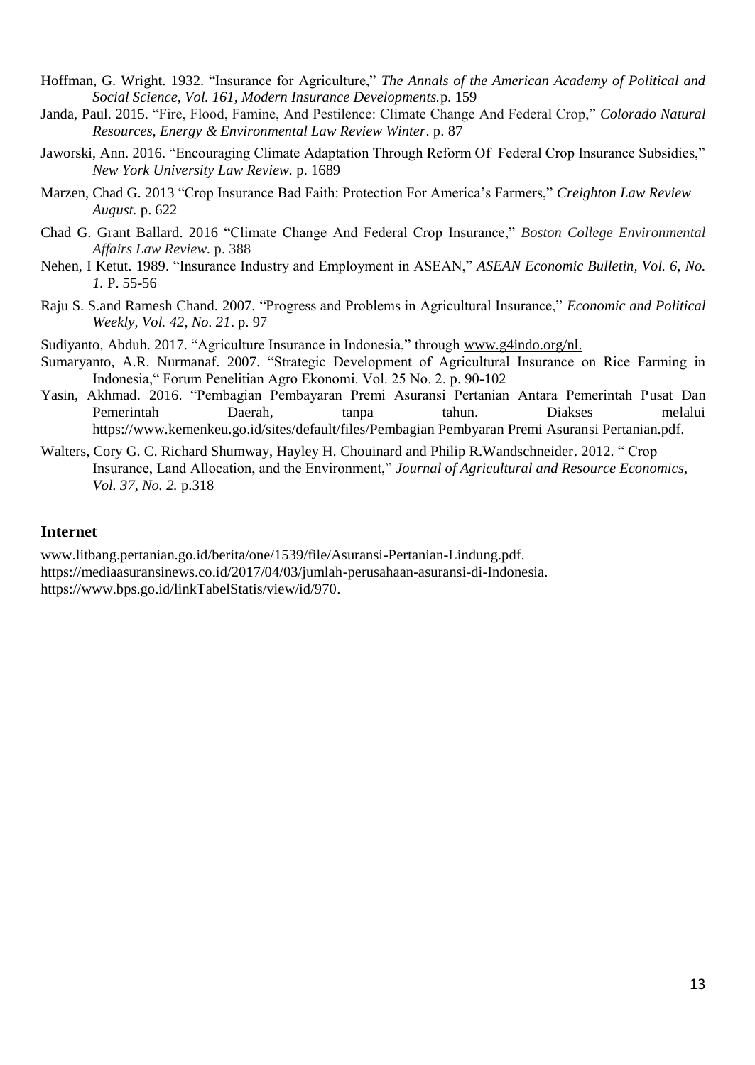Hoffman, G. Wright. 1932. "Insurance for Agriculture," *The Annals of the American Academy of Political and Social Science, Vol. 161, Modern Insurance Developments.*p. 159

Janda, Paul. 2015. "Fire, Flood, Famine, And Pestilence: Climate Change And Federal Crop," *Colorado Natural Resources, Energy & Environmental Law Review Winter*. p. 87

Jaworski, Ann. 2016. "Encouraging Climate Adaptation Through Reform Of Federal Crop Insurance Subsidies," *New York University Law Review.* p. 1689

Marzen, Chad G. 2013 "Crop Insurance Bad Faith: Protection For America's Farmers," *Creighton Law Review August.* p. 622

Chad G. Grant Ballard. 2016 "Climate Change And Federal Crop Insurance," *Boston College Environmental Affairs Law Review.* p. 388

Nehen, I Ketut. 1989. "Insurance Industry and Employment in ASEAN," *ASEAN Economic Bulletin, Vol. 6, No. 1.* P. 55-56

Raju S. S.and Ramesh Chand. 2007. "Progress and Problems in Agricultural Insurance," *Economic and Political Weekly, Vol. 42, No. 21*. p. 97

Sudiyanto, Abduh. 2017. "Agriculture Insurance in Indonesia," through www.g4indo.org/nl.

Sumaryanto, A.R. Nurmanaf. 2007. "Strategic Development of Agricultural Insurance on Rice Farming in Indonesia," Forum Penelitian Agro Ekonomi. Vol. 25 No. 2. p. 90-102

Yasin, Akhmad. 2016. "Pembagian Pembayaran Premi Asuransi Pertanian Antara Pemerintah Pusat Dan Pemerintah Daerah, tanpa tahun. Diakses melalui https://www.kemenkeu.go.id/sites/default/files/Pembagian Pembyaran Premi Asuransi Pertanian.pdf.

Walters, Cory G. C. Richard Shumway, Hayley H. Chouinard and Philip R.Wandschneider. 2012. " Crop Insurance, Land Allocation, and the Environment," *Journal of Agricultural and Resource Economics, Vol. 37, No. 2.* p.318

## Internet

www.litbang.pertanian.go.id/berita/one/1539/file/Asuransi-Pertanian-Lindung.pdf.
https://mediaasuransinews.co.id/2017/04/03/jumlah-perusahaan-asuransi-di-Indonesia.
https://www.bps.go.id/linkTabelStatis/view/id/970.